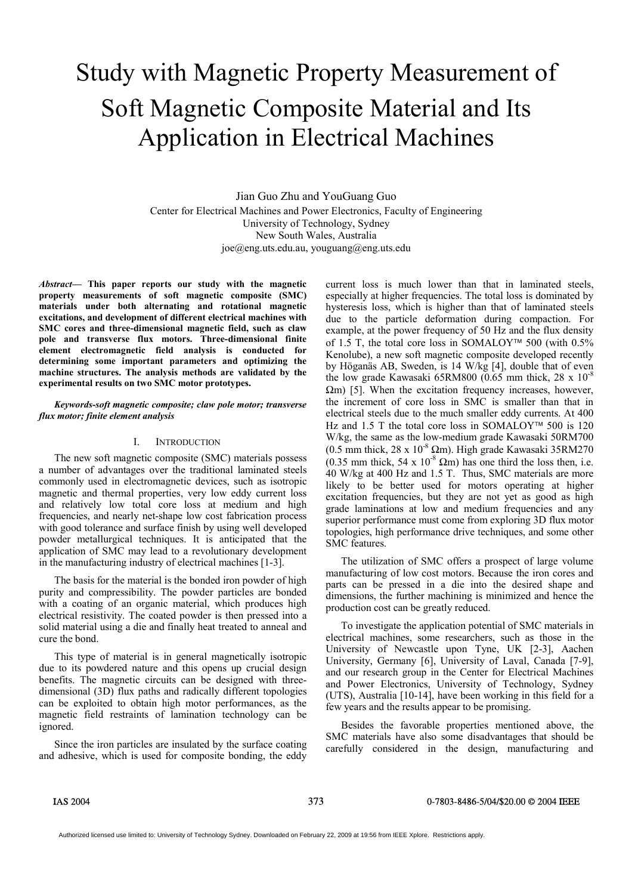# Study with Magnetic Property Measurement of Soft Magnetic Composite Material and Its Application in Electrical Machines

Jian Guo Zhu and YouGuang Guo

Center for Electrical Machines and Power Electronics, Faculty of Engineering
University of Technology, Sydney
New South Wales, Australia
joe@eng.uts.edu.au, youguang@eng.uts.edu

***Abstract*— This paper reports our study with the magnetic property measurements of soft magnetic composite (SMC) materials under both alternating and rotational magnetic excitations, and development of different electrical machines with SMC cores and three-dimensional magnetic field, such as claw pole and transverse flux motors. Three-dimensional finite element electromagnetic field analysis is conducted for determining some important parameters and optimizing the machine structures. The analysis methods are validated by the experimental results on two SMC motor prototypes.**

***Keywords-soft magnetic composite; claw pole motor; transverse flux motor; finite element analysis***

## I. INTRODUCTION

The new soft magnetic composite (SMC) materials possess a number of advantages over the traditional laminated steels commonly used in electromagnetic devices, such as isotropic magnetic and thermal properties, very low eddy current loss and relatively low total core loss at medium and high frequencies, and nearly net-shape low cost fabrication process with good tolerance and surface finish by using well developed powder metallurgical techniques. It is anticipated that the application of SMC may lead to a revolutionary development in the manufacturing industry of electrical machines [1-3].

The basis for the material is the bonded iron powder of high purity and compressibility. The powder particles are bonded with a coating of an organic material, which produces high electrical resistivity. The coated powder is then pressed into a solid material using a die and finally heat treated to anneal and cure the bond.

This type of material is in general magnetically isotropic due to its powdered nature and this opens up crucial design benefits. The magnetic circuits can be designed with three-dimensional (3D) flux paths and radically different topologies can be exploited to obtain high motor performances, as the magnetic field restraints of lamination technology can be ignored.

Since the iron particles are insulated by the surface coating and adhesive, which is used for composite bonding, the eddy current loss is much lower than that in laminated steels, especially at higher frequencies. The total loss is dominated by hysteresis loss, which is higher than that of laminated steels due to the particle deformation during compaction. For example, at the power frequency of 50 Hz and the flux density of 1.5 T, the total core loss in SOMALOY™ 500 (with 0.5% Kenolube), a new soft magnetic composite developed recently by Höganäs AB, Sweden, is 14 W/kg [4], double that of even the low grade Kawasaki 65RM800 (0.65 mm thick, 28 x $10^{-8}$ Ωm) [5]. When the excitation frequency increases, however, the increment of core loss in SMC is smaller than that in electrical steels due to the much smaller eddy currents. At 400 Hz and 1.5 T the total core loss in SOMALOY™ 500 is 120 W/kg, the same as the low-medium grade Kawasaki 50RM700 (0.5 mm thick, 28 x $10^{-8}$ Ωm). High grade Kawasaki 35RM270 (0.35 mm thick, 54 x $10^{-8}$ Ωm) has one third the loss then, i.e. 40 W/kg at 400 Hz and 1.5 T. Thus, SMC materials are more likely to be better used for motors operating at higher excitation frequencies, but they are not yet as good as high grade laminations at low and medium frequencies and any superior performance must come from exploring 3D flux motor topologies, high performance drive techniques, and some other SMC features.

The utilization of SMC offers a prospect of large volume manufacturing of low cost motors. Because the iron cores and parts can be pressed in a die into the desired shape and dimensions, the further machining is minimized and hence the production cost can be greatly reduced.

To investigate the application potential of SMC materials in electrical machines, some researchers, such as those in the University of Newcastle upon Tyne, UK [2-3], Aachen University, Germany [6], University of Laval, Canada [7-9], and our research group in the Center for Electrical Machines and Power Electronics, University of Technology, Sydney (UTS), Australia [10-14], have been working in this field for a few years and the results appear to be promising.

Besides the favorable properties mentioned above, the SMC materials have also some disadvantages that should be carefully considered in the design, manufacturing and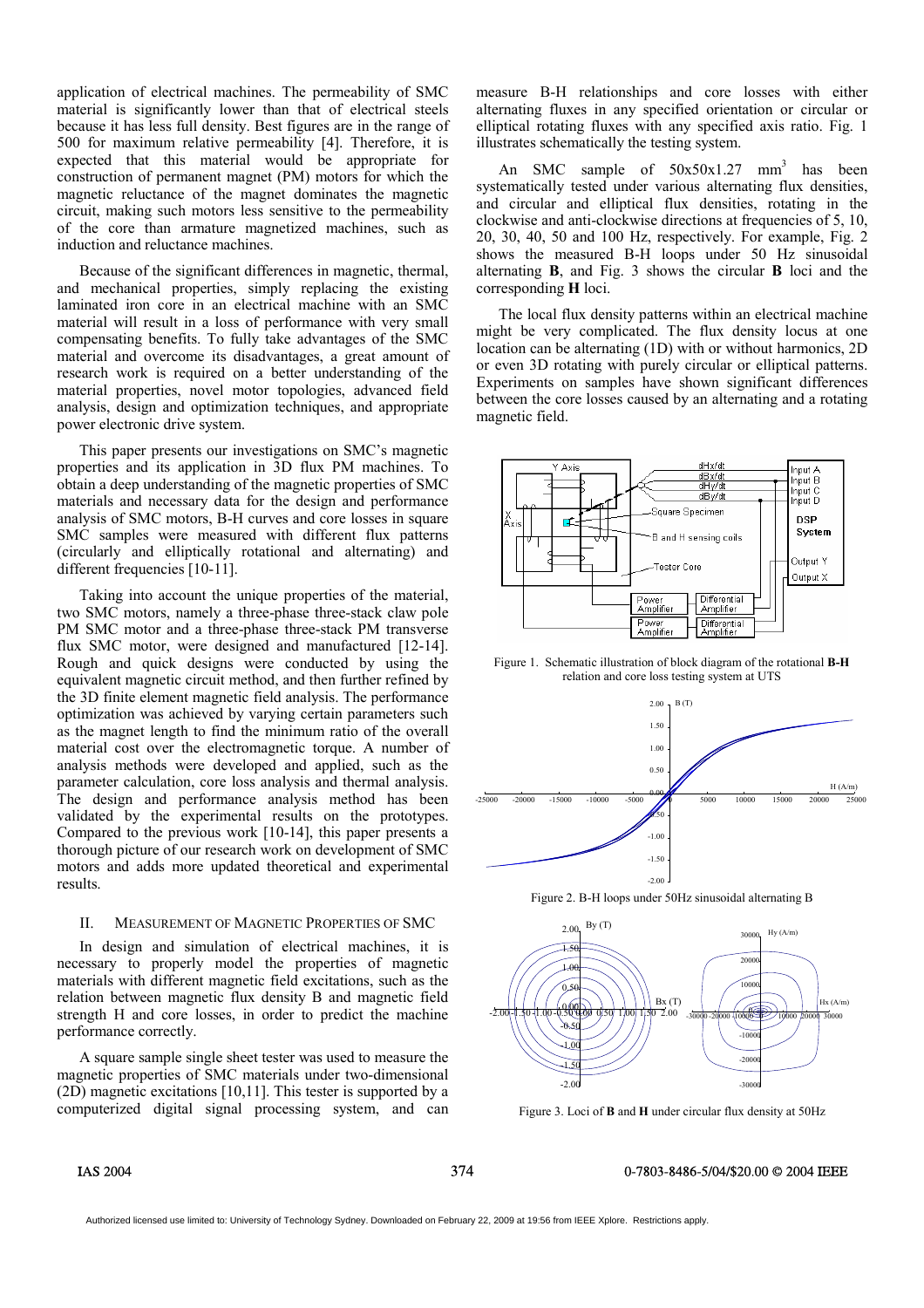application of electrical machines. The permeability of SMC material is significantly lower than that of electrical steels because it has less full density. Best figures are in the range of 500 for maximum relative permeability [4]. Therefore, it is expected that this material would be appropriate for construction of permanent magnet (PM) motors for which the magnetic reluctance of the magnet dominates the magnetic circuit, making such motors less sensitive to the permeability of the core than armature magnetized machines, such as induction and reluctance machines.

Because of the significant differences in magnetic, thermal, and mechanical properties, simply replacing the existing laminated iron core in an electrical machine with an SMC material will result in a loss of performance with very small compensating benefits. To fully take advantages of the SMC material and overcome its disadvantages, a great amount of research work is required on a better understanding of the material properties, novel motor topologies, advanced field analysis, design and optimization techniques, and appropriate power electronic drive system.

This paper presents our investigations on SMC's magnetic properties and its application in 3D flux PM machines. To obtain a deep understanding of the magnetic properties of SMC materials and necessary data for the design and performance analysis of SMC motors, B-H curves and core losses in square SMC samples were measured with different flux patterns (circularly and elliptically rotational and alternating) and different frequencies [10-11].

Taking into account the unique properties of the material, two SMC motors, namely a three-phase three-stack claw pole PM SMC motor and a three-phase three-stack PM transverse flux SMC motor, were designed and manufactured [12-14]. Rough and quick designs were conducted by using the equivalent magnetic circuit method, and then further refined by the 3D finite element magnetic field analysis. The performance optimization was achieved by varying certain parameters such as the magnet length to find the minimum ratio of the overall material cost over the electromagnetic torque. A number of analysis methods were developed and applied, such as the parameter calculation, core loss analysis and thermal analysis. The design and performance analysis method has been validated by the experimental results on the prototypes. Compared to the previous work [10-14], this paper presents a thorough picture of our research work on development of SMC motors and adds more updated theoretical and experimental results.

## II. Measurement of Magnetic Properties of SMC

In design and simulation of electrical machines, it is necessary to properly model the properties of magnetic materials with different magnetic field excitations, such as the relation between magnetic flux density B and magnetic field strength H and core losses, in order to predict the machine performance correctly.

A square sample single sheet tester was used to measure the magnetic properties of SMC materials under two-dimensional (2D) magnetic excitations [10,11]. This tester is supported by a computerized digital signal processing system, and can measure B-H relationships and core losses with either alternating fluxes in any specified orientation or circular or elliptical rotating fluxes with any specified axis ratio. Fig. 1 illustrates schematically the testing system.

An SMC sample of $50\text{x}50\text{x}1.27\ \text{mm}^3$ has been systematically tested under various alternating flux densities, and circular and elliptical flux densities, rotating in the clockwise and anti-clockwise directions at frequencies of 5, 10, 20, 30, 40, 50 and 100 Hz, respectively. For example, Fig. 2 shows the measured B-H loops under 50 Hz sinusoidal alternating **B**, and Fig. 3 shows the circular **B** loci and the corresponding **H** loci.

The local flux density patterns within an electrical machine might be very complicated. The flux density locus at one location can be alternating (1D) with or without harmonics, 2D or even 3D rotating with purely circular or elliptical patterns. Experiments on samples have shown significant differences between the core losses caused by an alternating and a rotating magnetic field.

Figure 1. Schematic illustration of block diagram of the rotational **B-H** relation and core loss testing system at UTS

Figure 2. B-H loops under 50Hz sinusoidal alternating B

Figure 3. Loci of **B** and **H** under circular flux density at 50Hz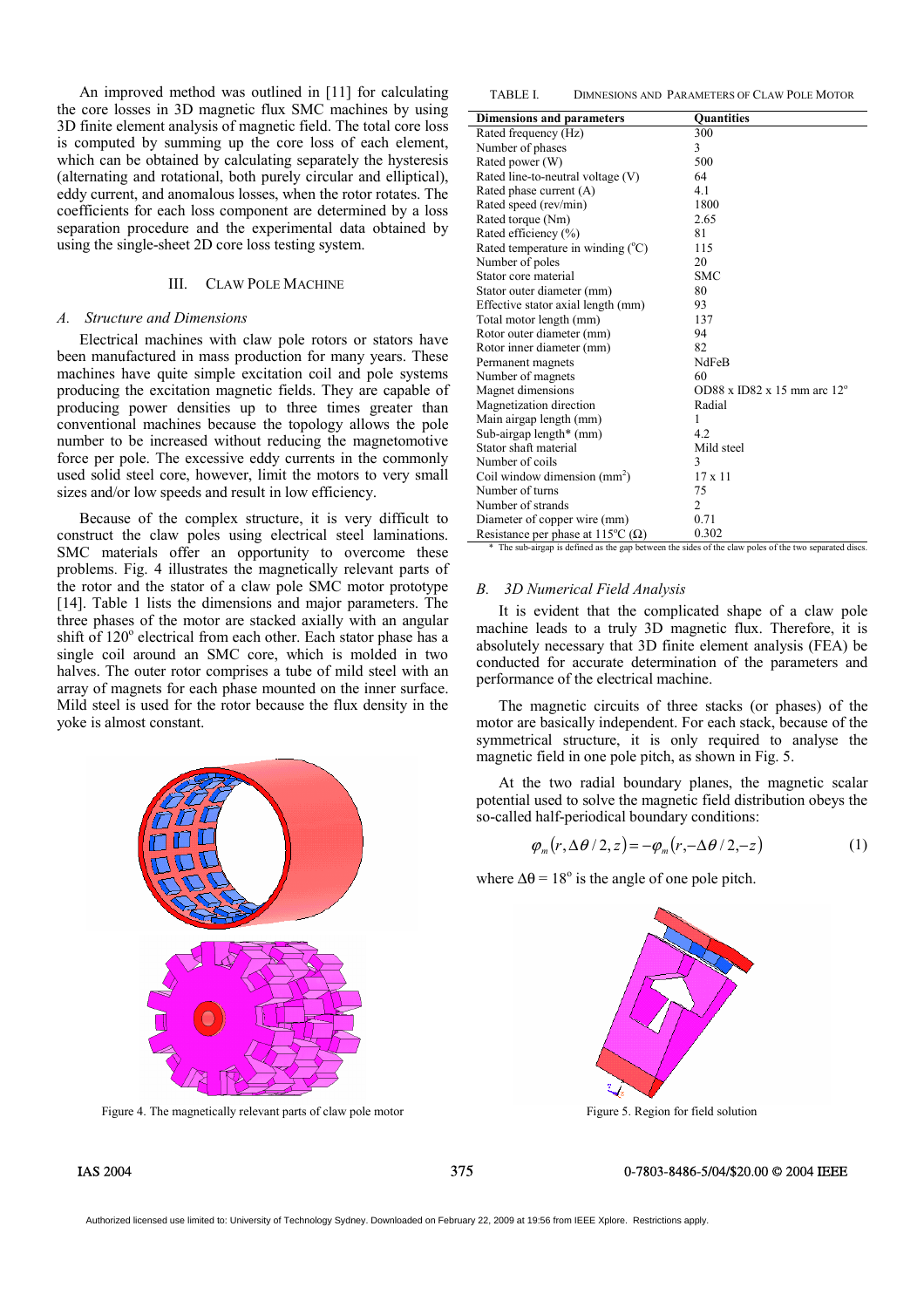An improved method was outlined in [11] for calculating the core losses in 3D magnetic flux SMC machines by using 3D finite element analysis of magnetic field. The total core loss is computed by summing up the core loss of each element, which can be obtained by calculating separately the hysteresis (alternating and rotational, both purely circular and elliptical), eddy current, and anomalous losses, when the rotor rotates. The coefficients for each loss component are determined by a loss separation procedure and the experimental data obtained by using the single-sheet 2D core loss testing system.

## III. Claw Pole Machine

### A. Structure and Dimensions

Electrical machines with claw pole rotors or stators have been manufactured in mass production for many years. These machines have quite simple excitation coil and pole systems producing the excitation magnetic fields. They are capable of producing power densities up to three times greater than conventional machines because the topology allows the pole number to be increased without reducing the magnetomotive force per pole. The excessive eddy currents in the commonly used solid steel core, however, limit the motors to very small sizes and/or low speeds and result in low efficiency.

Because of the complex structure, it is very difficult to construct the claw poles using electrical steel laminations. SMC materials offer an opportunity to overcome these problems. Fig. 4 illustrates the magnetically relevant parts of the rotor and the stator of a claw pole SMC motor prototype [14]. Table 1 lists the dimensions and major parameters. The three phases of the motor are stacked axially with an angular shift of 120° electrical from each other. Each stator phase has a single coil around an SMC core, which is molded in two halves. The outer rotor comprises a tube of mild steel with an array of magnets for each phase mounted on the inner surface. Mild steel is used for the rotor because the flux density in the yoke is almost constant.

Figure 4. The magnetically relevant parts of claw pole motor

TABLE I. Dimensions and Parameters of Claw Pole Motor

| Dimensions and parameters | Quantities |
|---|---|
| Rated frequency (Hz) | 300 |
| Number of phases | 3 |
| Rated power (W) | 500 |
| Rated line-to-neutral voltage (V) | 64 |
| Rated phase current (A) | 4.1 |
| Rated speed (rev/min) | 1800 |
| Rated torque (Nm) | 2.65 |
| Rated efficiency (%) | 81 |
| Rated temperature in winding (°C) | 115 |
| Number of poles | 20 |
| Stator core material | SMC |
| Stator outer diameter (mm) | 80 |
| Effective stator axial length (mm) | 93 |
| Total motor length (mm) | 137 |
| Rotor outer diameter (mm) | 94 |
| Rotor inner diameter (mm) | 82 |
| Permanent magnets | NdFeB |
| Number of magnets | 60 |
| Magnet dimensions | OD88 x ID82 x 15 mm arc 12° |
| Magnetization direction | Radial |
| Main airgap length (mm) | 1 |
| Sub-airgap length* (mm) | 4.2 |
| Stator shaft material | Mild steel |
| Number of coils | 3 |
| Coil window dimension (mm$^2$) | 17 x 11 |
| Number of turns | 75 |
| Number of strands | 2 |
| Diameter of copper wire (mm) | 0.71 |
| Resistance per phase at 115°C (Ω) | 0.302 |

\* The sub-airgap is defined as the gap between the sides of the claw poles of the two separated discs.

### B. 3D Numerical Field Analysis

It is evident that the complicated shape of a claw pole machine leads to a truly 3D magnetic flux. Therefore, it is absolutely necessary that 3D finite element analysis (FEA) be conducted for accurate determination of the parameters and performance of the electrical machine.

The magnetic circuits of three stacks (or phases) of the motor are basically independent. For each stack, because of the symmetrical structure, it is only required to analyse the magnetic field in one pole pitch, as shown in Fig. 5.

At the two radial boundary planes, the magnetic scalar potential used to solve the magnetic field distribution obeys the so-called half-periodical boundary conditions:

$$\varphi_m(r, \Delta\theta/2, z) = -\varphi_m(r, -\Delta\theta/2, -z) \tag{1}$$

where $\Delta\theta = 18°$ is the angle of one pole pitch.

Figure 5. Region for field solution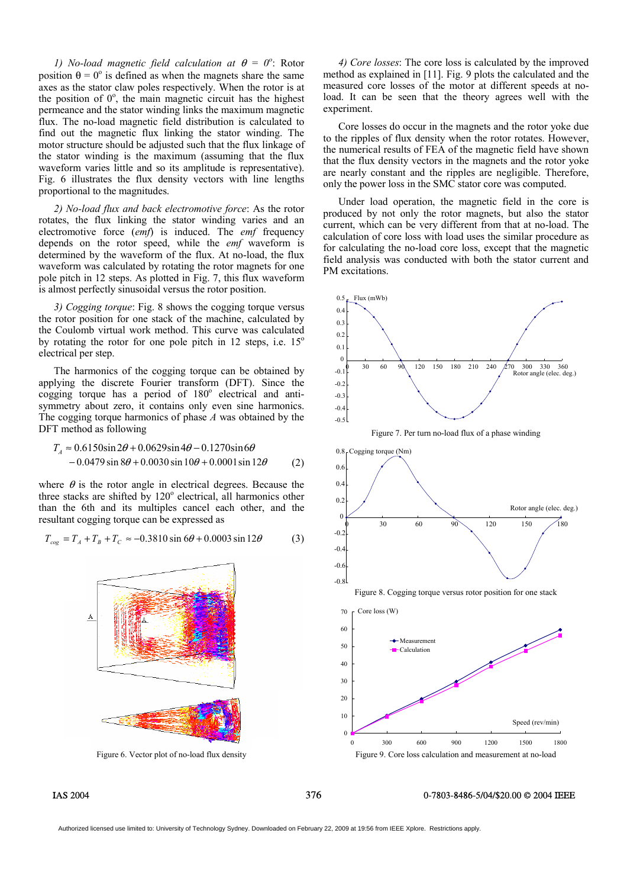*1) No-load magnetic field calculation at $\theta$ = 0°*: Rotor position θ = 0° is defined as when the magnets share the same axes as the stator claw poles respectively. When the rotor is at the position of 0°, the main magnetic circuit has the highest permeance and the stator winding links the maximum magnetic flux. The no-load magnetic field distribution is calculated to find out the magnetic flux linking the stator winding. The motor structure should be adjusted such that the flux linkage of the stator winding is the maximum (assuming that the flux waveform varies little and so its amplitude is representative). Fig. 6 illustrates the flux density vectors with line lengths proportional to the magnitudes.

*2) No-load flux and back electromotive force*: As the rotor rotates, the flux linking the stator winding varies and an electromotive force (*emf*) is induced. The *emf* frequency depends on the rotor speed, while the *emf* waveform is determined by the waveform of the flux. At no-load, the flux waveform was calculated by rotating the rotor magnets for one pole pitch in 12 steps. As plotted in Fig. 7, this flux waveform is almost perfectly sinusoidal versus the rotor position.

*3) Cogging torque*: Fig. 8 shows the cogging torque versus the rotor position for one stack of the machine, calculated by the Coulomb virtual work method. This curve was calculated by rotating the rotor for one pole pitch in 12 steps, i.e. 15° electrical per step.

The harmonics of the cogging torque can be obtained by applying the discrete Fourier transform (DFT). Since the cogging torque has a period of 180° electrical and anti-symmetry about zero, it contains only even sine harmonics. The cogging torque harmonics of phase *A* was obtained by the DFT method as following

$$T_A \approx 0.6150\sin 2\theta + 0.0629\sin 4\theta - 0.1270\sin 6\theta - 0.0479\sin 8\theta + 0.0030\sin 10\theta + 0.0001\sin 12\theta \quad (2)$$

where $\theta$ is the rotor angle in electrical degrees. Because the three stacks are shifted by 120° electrical, all harmonics other than the 6th and its multiples cancel each other, and the resultant cogging torque can be expressed as

$$T_{cog} = T_A + T_B + T_C \approx -0.3810\sin 6\theta + 0.0003\sin 12\theta \quad (3)$$

Figure 6. Vector plot of no-load flux density

*4) Core losses*: The core loss is calculated by the improved method as explained in [11]. Fig. 9 plots the calculated and the measured core losses of the motor at different speeds at no-load. It can be seen that the theory agrees well with the experiment.

Core losses do occur in the magnets and the rotor yoke due to the ripples of flux density when the rotor rotates. However, the numerical results of FEA of the magnetic field have shown that the flux density vectors in the magnets and the rotor yoke are nearly constant and the ripples are negligible. Therefore, only the power loss in the SMC stator core was computed.

Under load operation, the magnetic field in the core is produced by not only the rotor magnets, but also the stator current, which can be very different from that at no-load. The calculation of core loss with load uses the similar procedure as for calculating the no-load core loss, except that the magnetic field analysis was conducted with both the stator current and PM excitations.

Figure 7. Per turn no-load flux of a phase winding

Figure 8. Cogging torque versus rotor position for one stack

Figure 9. Core loss calculation and measurement at no-load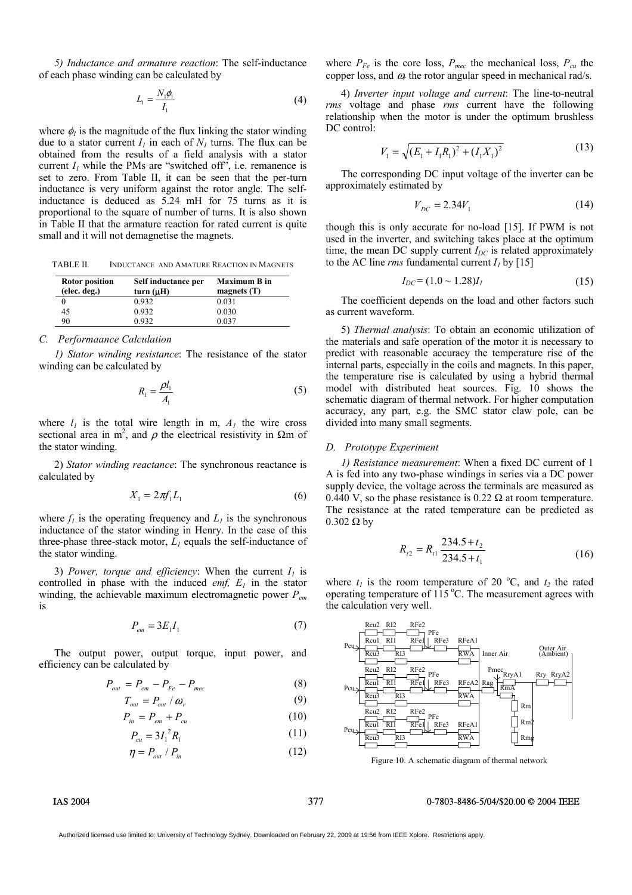*5) Inductance and armature reaction*: The self-inductance of each phase winding can be calculated by

$$L_1 = \frac{N_1 \phi_1}{I_1} \tag{4}$$

where $\phi_1$ is the magnitude of the flux linking the stator winding due to a stator current $I_1$ in each of $N_1$ turns. The flux can be obtained from the results of a field analysis with a stator current $I_1$ while the PMs are "switched off", i.e. remanence is set to zero. From Table II, it can be seen that the per-turn inductance is very uniform against the rotor angle. The self-inductance is deduced as 5.24 mH for 75 turns as it is proportional to the square of number of turns. It is also shown in Table II that the armature reaction for rated current is quite small and it will not demagnetise the magnets.

TABLE II. INDUCTANCE AND AMATURE REACTION IN MAGNETS

| Rotor position (elec. deg.) | Self inductance per turn (μH) | Maximum B in magnets (T) |
|---|---|---|
| 0 | 0.932 | 0.031 |
| 45 | 0.932 | 0.030 |
| 90 | 0.932 | 0.037 |

### C. Performaance Calculation

*1) Stator winding resistance*: The resistance of the stator winding can be calculated by

$$R_1 = \frac{\rho l_1}{A_1} \tag{5}$$

where $l_1$ is the total wire length in m, $A_1$ the wire cross sectional area in m$^2$, and $\rho$ the electrical resistivity in Ωm of the stator winding.

2) *Stator winding reactance*: The synchronous reactance is calculated by

$$X_1 = 2\pi f_1 L_1 \tag{6}$$

where $f_1$ is the operating frequency and $L_1$ is the synchronous inductance of the stator winding in Henry. In the case of this three-phase three-stack motor, $L_1$ equals the self-inductance of the stator winding.

3) *Power, torque and efficiency*: When the current $I_1$ is controlled in phase with the induced *emf,* $E_1$ in the stator winding, the achievable maximum electromagnetic power $P_{em}$ is

$$P_{em} = 3E_1 I_1 \tag{7}$$

The output power, output torque, input power, and efficiency can be calculated by

$$P_{out} = P_{em} - P_{Fe} - P_{mec} \tag{8}$$

$$T_{out} = P_{out} / \omega_r \tag{9}$$

$$P_{in} = P_{em} + P_{cu} \tag{10}$$

$$P_{cu} = 3 I_1^2 R_1 \tag{11}$$

$$\eta = P_{out} / P_{in} \tag{12}$$

where $P_{Fe}$ is the core loss, $P_{mec}$ the mechanical loss, $P_{cu}$ the copper loss, and $\omega_r$ the rotor angular speed in mechanical rad/s.

4) *Inverter input voltage and current*: The line-to-neutral *rms* voltage and phase *rms* current have the following relationship when the motor is under the optimum brushless DC control:

$$V_1 = \sqrt{(E_1 + I_1 R_1)^2 + (I_1 X_1)^2} \tag{13}$$

The corresponding DC input voltage of the inverter can be approximately estimated by

$$V_{DC} = 2.34 V_1 \tag{14}$$

though this is only accurate for no-load [15]. If PWM is not used in the inverter, and switching takes place at the optimum time, the mean DC supply current $I_{DC}$ is related approximately to the AC line *rms* fundamental current $I_1$ by [15]

$$I_{DC} = (1.0 \sim 1.28) I_1 \tag{15}$$

The coefficient depends on the load and other factors such as current waveform.

5) *Thermal analysis*: To obtain an economic utilization of the materials and safe operation of the motor it is necessary to predict with reasonable accuracy the temperature rise of the internal parts, especially in the coils and magnets. In this paper, the temperature rise is calculated by using a hybrid thermal model with distributed heat sources. Fig. 10 shows the schematic diagram of thermal network. For higher computation accuracy, any part, e.g. the SMC stator claw pole, can be divided into many small segments.

### D. Prototype Experiment

*1) Resistance measurement*: When a fixed DC current of 1 A is fed into any two-phase windings in series via a DC power supply device, the voltage across the terminals are measured as 0.440 V, so the phase resistance is 0.22 Ω at room temperature. The resistance at the rated temperature can be predicted as 0.302 Ω by

$$R_{t2} = R_{t1} \frac{234.5 + t_2}{234.5 + t_1} \tag{16}$$

where $t_1$ is the room temperature of 20 °C, and $t_2$ the rated operating temperature of 115 °C. The measurement agrees with the calculation very well.

Figure 10. A schematic diagram of thermal network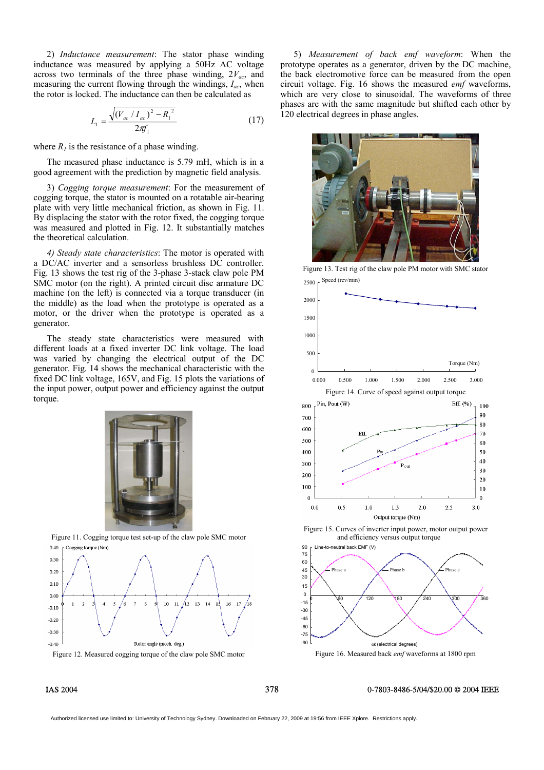2) *Inductance measurement*: The stator phase winding inductance was measured by applying a 50Hz AC voltage across two terminals of the three phase winding, $2V_{ac}$, and measuring the current flowing through the windings, $I_{ac}$, when the rotor is locked. The inductance can then be calculated as

$$L_1 = \frac{\sqrt{(V_{ac}/I_{ac})^2 - R_1^{\ 2}}}{2\pi f_1} \tag{17}$$

where $R_1$ is the resistance of a phase winding.

The measured phase inductance is 5.79 mH, which is in a good agreement with the prediction by magnetic field analysis.

3) *Cogging torque measurement*: For the measurement of cogging torque, the stator is mounted on a rotatable air-bearing plate with very little mechanical friction, as shown in Fig. 11. By displacing the stator with the rotor fixed, the cogging torque was measured and plotted in Fig. 12. It substantially matches the theoretical calculation.

*4) Steady state characteristics*: The motor is operated with a DC/AC inverter and a sensorless brushless DC controller. Fig. 13 shows the test rig of the 3-phase 3-stack claw pole PM SMC motor (on the right). A printed circuit disc armature DC machine (on the left) is connected via a torque transducer (in the middle) as the load when the prototype is operated as a motor, or the driver when the prototype is operated as a generator.

The steady state characteristics were measured with different loads at a fixed inverter DC link voltage. The load was varied by changing the electrical output of the DC generator. Fig. 14 shows the mechanical characteristic with the fixed DC link voltage, 165V, and Fig. 15 plots the variations of the input power, output power and efficiency against the output torque.

Figure 11. Cogging torque test set-up of the claw pole SMC motor

Figure 12. Measured cogging torque of the claw pole SMC motor

5) *Measurement of back emf waveform*: When the prototype operates as a generator, driven by the DC machine, the back electromotive force can be measured from the open circuit voltage. Fig. 16 shows the measured *emf* waveforms, which are very close to sinusoidal. The waveforms of three phases are with the same magnitude but shifted each other by 120 electrical degrees in phase angles.

Figure 13. Test rig of the claw pole PM motor with SMC stator

Figure 14. Curve of speed against output torque

Figure 15. Curves of inverter input power, motor output power and efficiency versus output torque

Figure 16. Measured back *emf* waveforms at 1800 rpm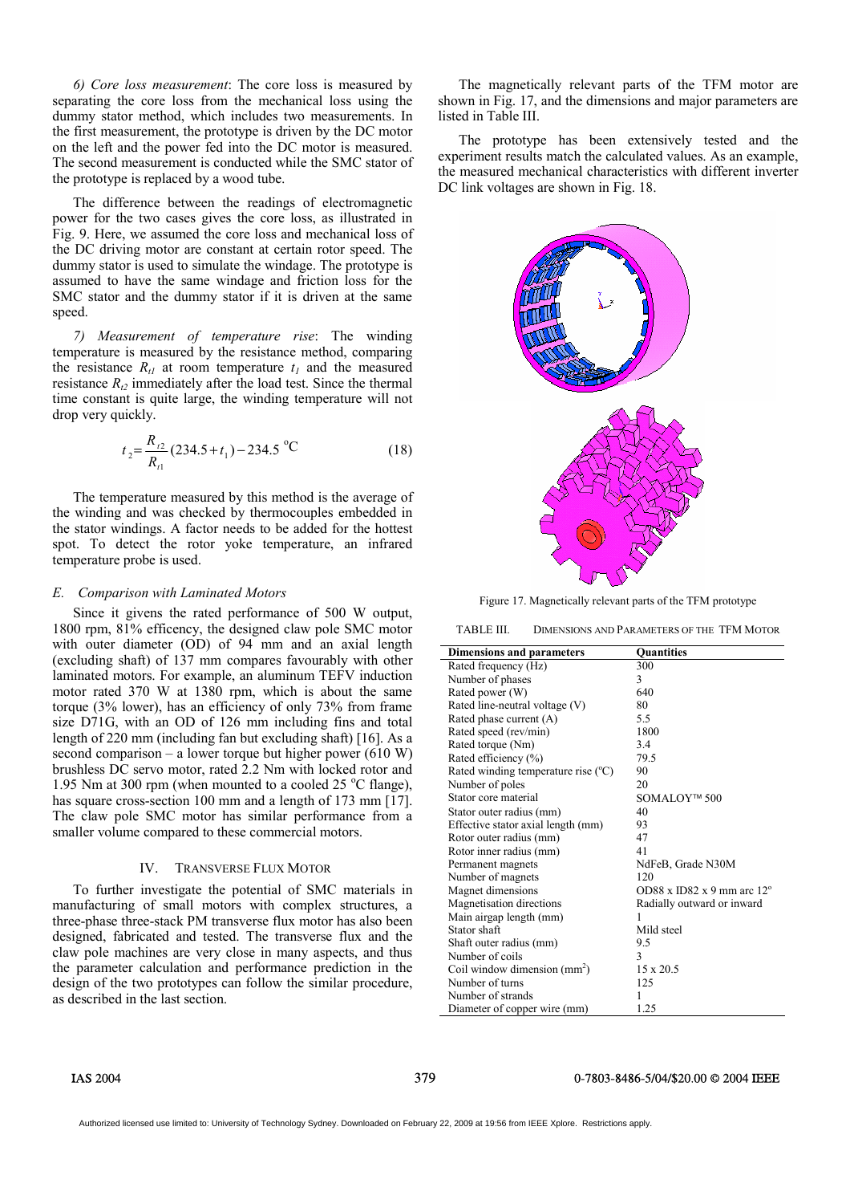*6) Core loss measurement*: The core loss is measured by separating the core loss from the mechanical loss using the dummy stator method, which includes two measurements. In the first measurement, the prototype is driven by the DC motor on the left and the power fed into the DC motor is measured. The second measurement is conducted while the SMC stator of the prototype is replaced by a wood tube.

The difference between the readings of electromagnetic power for the two cases gives the core loss, as illustrated in Fig. 9. Here, we assumed the core loss and mechanical loss of the DC driving motor are constant at certain rotor speed. The dummy stator is used to simulate the windage. The prototype is assumed to have the same windage and friction loss for the SMC stator and the dummy stator if it is driven at the same speed.

*7) Measurement of temperature rise*: The winding temperature is measured by the resistance method, comparing the resistance $R_{t1}$ at room temperature $t_1$ and the measured resistance $R_{t2}$ immediately after the load test. Since the thermal time constant is quite large, the winding temperature will not drop very quickly.

$$t_2 = \frac{R_{t2}}{R_{t1}}(234.5 + t_1) - 234.5 \ {}^{\circ}\mathrm{C} \tag{18}$$

The temperature measured by this method is the average of the winding and was checked by thermocouples embedded in the stator windings. A factor needs to be added for the hottest spot. To detect the rotor yoke temperature, an infrared temperature probe is used.

### *E. Comparison with Laminated Motors*

Since it givens the rated performance of 500 W output, 1800 rpm, 81% efficency, the designed claw pole SMC motor with outer diameter (OD) of 94 mm and an axial length (excluding shaft) of 137 mm compares favourably with other laminated motors. For example, an aluminum TEFV induction motor rated 370 W at 1380 rpm, which is about the same torque (3% lower), has an efficiency of only 73% from frame size D71G, with an OD of 126 mm including fins and total length of 220 mm (including fan but excluding shaft) [16]. As a second comparison – a lower torque but higher power (610 W) brushless DC servo motor, rated 2.2 Nm with locked rotor and 1.95 Nm at 300 rpm (when mounted to a cooled 25 °C flange), has square cross-section 100 mm and a length of 173 mm [17]. The claw pole SMC motor has similar performance from a smaller volume compared to these commercial motors.

## IV. Transverse Flux Motor

To further investigate the potential of SMC materials in manufacturing of small motors with complex structures, a three-phase three-stack PM transverse flux motor has also been designed, fabricated and tested. The transverse flux and the claw pole machines are very close in many aspects, and thus the parameter calculation and performance prediction in the design of the two prototypes can follow the similar procedure, as described in the last section.

The magnetically relevant parts of the TFM motor are shown in Fig. 17, and the dimensions and major parameters are listed in Table III.

The prototype has been extensively tested and the experiment results match the calculated values. As an example, the measured mechanical characteristics with different inverter DC link voltages are shown in Fig. 18.

Figure 17. Magnetically relevant parts of the TFM prototype

TABLE III. Dimensions and Parameters of the TFM Motor

| Dimensions and parameters | Quantities |
|---|---|
| Rated frequency (Hz) | 300 |
| Number of phases | 3 |
| Rated power (W) | 640 |
| Rated line-neutral voltage (V) | 80 |
| Rated phase current (A) | 5.5 |
| Rated speed (rev/min) | 1800 |
| Rated torque (Nm) | 3.4 |
| Rated efficiency (%) | 79.5 |
| Rated winding temperature rise (°C) | 90 |
| Number of poles | 20 |
| Stator core material | SOMALOY™ 500 |
| Stator outer radius (mm) | 40 |
| Effective stator axial length (mm) | 93 |
| Rotor outer radius (mm) | 47 |
| Rotor inner radius (mm) | 41 |
| Permanent magnets | NdFeB, Grade N30M |
| Number of magnets | 120 |
| Magnet dimensions | OD88 x ID82 x 9 mm arc 12° |
| Magnetisation directions | Radially outward or inward |
| Main airgap length (mm) | 1 |
| Stator shaft | Mild steel |
| Shaft outer radius (mm) | 9.5 |
| Number of coils | 3 |
| Coil window dimension (mm²) | 15 x 20.5 |
| Number of turns | 125 |
| Number of strands | 1 |
| Diameter of copper wire (mm) | 1.25 |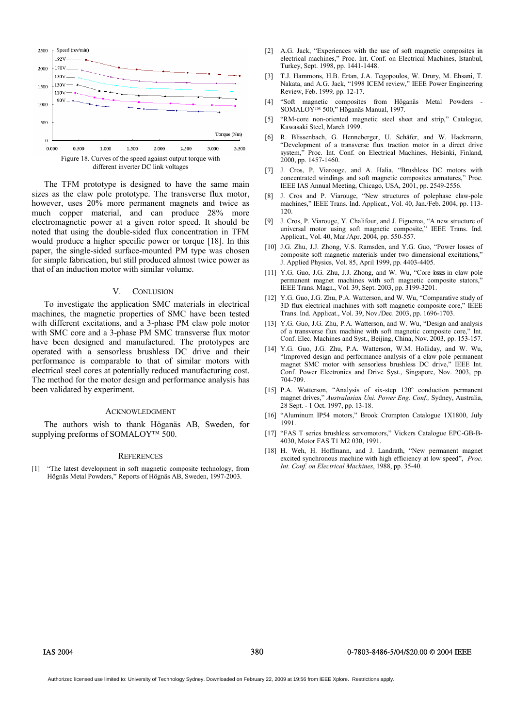Figure 18. Curves of the speed against output torque with different inverter DC link voltages

The TFM prototype is designed to have the same main sizes as the claw pole prototype. The transverse flux motor, however, uses 20% more permanent magnets and twice as much copper material, and can produce 28% more electromagnetic power at a given rotor speed. It should be noted that using the double-sided flux concentration in TFM would produce a higher specific power or torque [18]. In this paper, the single-sided surface-mounted PM type was chosen for simple fabrication, but still produced almost twice power as that of an induction motor with similar volume.

## V. CONLUSION

To investigate the application SMC materials in electrical machines, the magnetic properties of SMC have been tested with different excitations, and a 3-phase PM claw pole motor with SMC core and a 3-phase PM SMC transverse flux motor have been designed and manufactured. The prototypes are operated with a sensorless brushless DC drive and their performance is comparable to that of similar motors with electrical steel cores at potentially reduced manufacturing cost. The method for the motor design and performance analysis has been validated by experiment.

## ACKNOWLEDGMENT

The authors wish to thank Höganäs AB, Sweden, for supplying preforms of SOMALOY™ 500.

## REFERENCES

[1] "The latest development in soft magnetic composite technology, from Högnäs Metal Powders," Reports of Högnäs AB, Sweden, 1997-2003.

[2] A.G. Jack, "Experiences with the use of soft magnetic composites in electrical machines," Proc. Int. Conf. on Electrical Machines, Istanbul, Turkey, Sept. 1998, pp. 1441-1448.

[3] T.J. Hammons, H.B. Ertan, J.A. Tegopoulos, W. Drury, M. Ehsani, T. Nakata, and A.G. Jack, "1998 ICEM review," IEEE Power Engineering Review, Feb. 1999, pp. 12-17.

[4] "Soft magnetic composites from Höganäs Metal Powders - SOMALOY™ 500," Höganäs Manual, 1997.

[5] "RM-core non-oriented magnetic steel sheet and strip," Catalogue, Kawasaki Steel, March 1999.

[6] R. Blissenbach, G. Henneberger, U. Schäfer, and W. Hackmann, "Development of a transverse flux traction motor in a direct drive system," Proc. Int. Conf. on Electrical Machines, Helsinki, Finland, 2000, pp. 1457-1460.

[7] J. Cros, P. Viarouge, and A. Halia, "Brushless DC motors with concentrated windings and soft magnetic composites armatures," Proc. IEEE IAS Annual Meeting, Chicago, USA, 2001, pp. 2549-2556.

[8] J. Cros and P. Viarouge, "New structures of polephase claw-pole machines," IEEE Trans. Ind. Applicat., Vol. 40, Jan./Feb. 2004, pp. 113-120.

[9] J. Cros, P. Viarouge, Y. Chalifour, and J. Figueroa, "A new structure of universal motor using soft magnetic composite," IEEE Trans. Ind. Applicat., Vol. 40, Mar./Apr. 2004, pp. 550-557.

[10] J.G. Zhu, J.J. Zhong, V.S. Ramsden, and Y.G. Guo, "Power losses of composite soft magnetic materials under two dimensional excitations," J. Applied Physics, Vol. 85, April 1999, pp. 4403-4405.

[11] Y.G. Guo, J.G. Zhu, J.J. Zhong, and W. Wu, "Core losses in claw pole permanent magnet machines with soft magnetic composite stators," IEEE Trans. Magn., Vol. 39, Sept. 2003, pp. 3199-3201.

[12] Y.G. Guo, J.G. Zhu, P.A. Watterson, and W. Wu, "Comparative study of 3D flux electrical machines with soft magnetic composite core," IEEE Trans. Ind. Applicat., Vol. 39, Nov./Dec. 2003, pp. 1696-1703.

[13] Y.G. Guo, J.G. Zhu, P.A. Watterson, and W. Wu, "Design and analysis of a transverse flux machine with soft magnetic composite core," Int. Conf. Elec. Machines and Syst., Beijing, China, Nov. 2003, pp. 153-157.

[14] Y.G. Guo, J.G. Zhu, P.A. Watterson, W.M. Holliday, and W. Wu, "Improved design and performance analysis of a claw pole permanent magnet SMC motor with sensorless brushless DC drive," IEEE Int. Conf. Power Electronics and Drive Syst., Singapore, Nov. 2003, pp. 704-709.

[15] P.A. Watterson, "Analysis of six-step 120° conduction permanent magnet drives," *Australasian Uni. Power Eng. Conf.,* Sydney, Australia, 28 Sept. - 1 Oct. 1997, pp. 13-18.

[16] "Aluminum IP54 motors," Brook Crompton Catalogue 1X1800, July 1991.

[17] "FAS T series brushless servomotors," Vickers Catalogue EPC-GB-B-4030, Motor FAS T1 M2 030, 1991.

[18] H. Weh, H. Hoffmann, and J. Landrath, "New permanent magnet excited synchronous machine with high efficiency at low speed", *Proc. Int. Conf. on Electrical Machines*, 1988, pp. 35-40.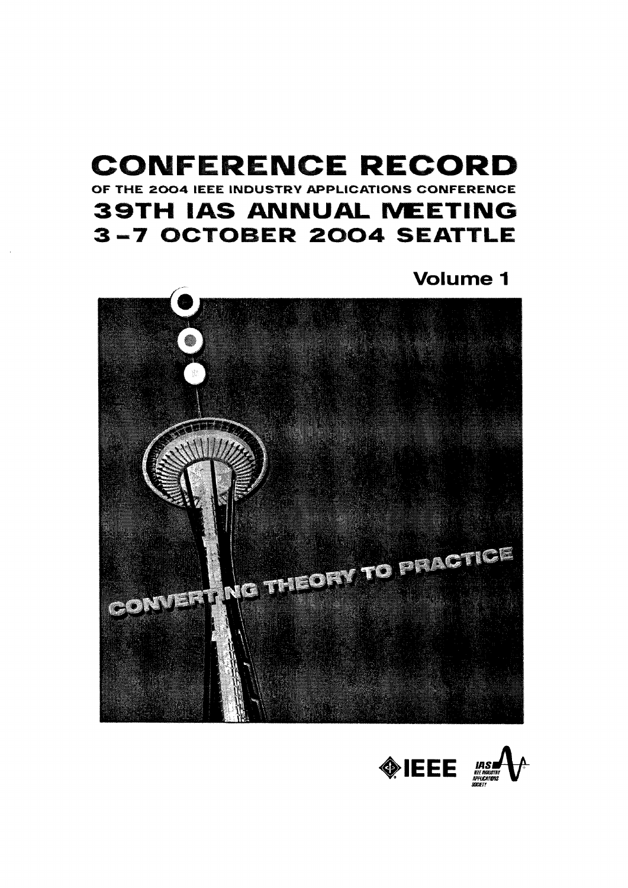# CONFERENCE RECORD

OF THE 2004 IEEE INDUSTRY APPLICATIONS CONFERENCE

# 39TH IAS ANNUAL MEETING

# 3-7 OCTOBER 2004 SEATTLE

Volume 1

CONVERTING THEORY TO PRACTICE

IEEE

IAS IEEE INDUSTRY APPLICATIONS SOCIETY